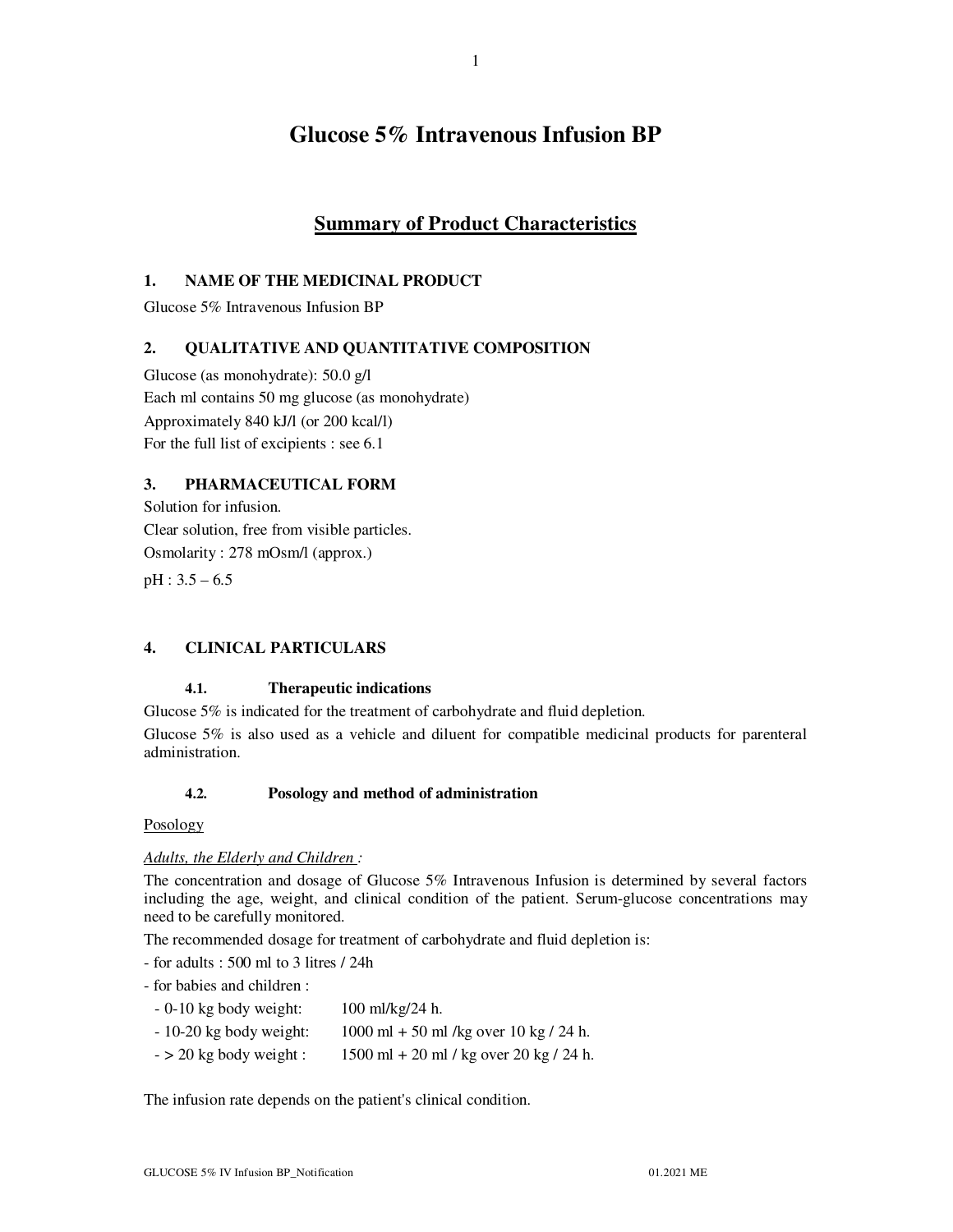# Glucose 5% Intravenous Infusion BP

## Summary of Product Characteristics

### 1. NAME OF THE MEDICINAL PRODUCT

Glucose 5% Intravenous Infusion BP

### 2. QUALITATIVE AND QUANTITATIVE COMPOSITION

Glucose (as monohydrate): 50.0 g/l

Each ml contains 50 mg glucose (as monohydrate)

Approximately 840 kJ/l (or 200 kcal/l)

For the full list of excipients : see 6.1

### 3. PHARMACEUTICAL FORM

Solution for infusion.

Clear solution, free from visible particles.

Osmolarity : 278 mOsm/l (approx.)

pH : 3.5 – 6.5

### 4. CLINICAL PARTICULARS

#### 4.1. Therapeutic indications

Glucose 5% is indicated for the treatment of carbohydrate and fluid depletion.

Glucose 5% is also used as a vehicle and diluent for compatible medicinal products for parenteral administration.

#### 4.2. Posology and method of administration

Posology

*Adults, the Elderly and Children :*

The concentration and dosage of Glucose 5% Intravenous Infusion is determined by several factors including the age, weight, and clinical condition of the patient. Serum-glucose concentrations may need to be carefully monitored.

The recommended dosage for treatment of carbohydrate and fluid depletion is:

- for adults : 500 ml to 3 litres / 24h
- for babies and children :
  - 0-10 kg body weight: 100 ml/kg/24 h.
  - 10-20 kg body weight: 1000 ml + 50 ml /kg over 10 kg / 24 h.
  - > 20 kg body weight : 1500 ml + 20 ml / kg over 20 kg / 24 h.

The infusion rate depends on the patient's clinical condition.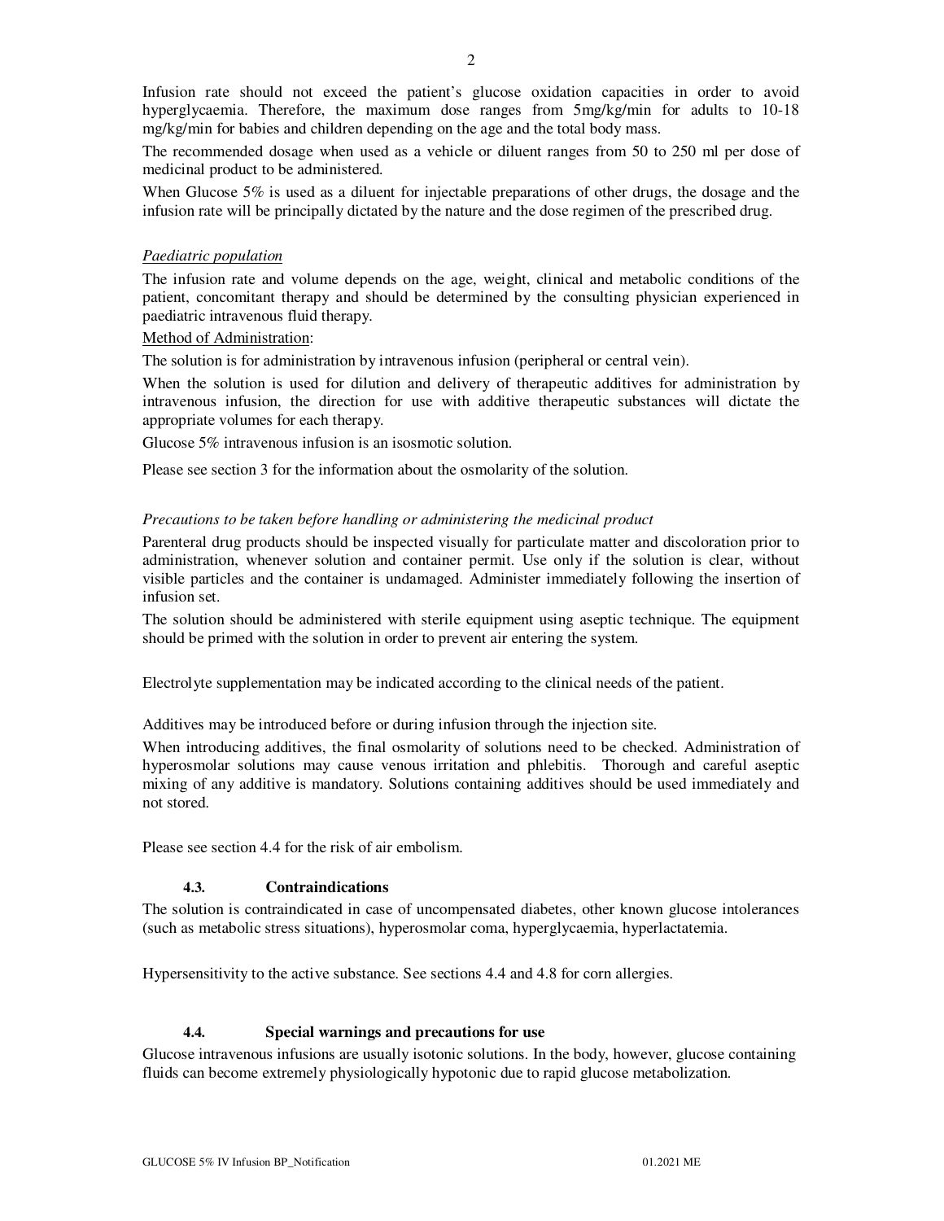Infusion rate should not exceed the patient's glucose oxidation capacities in order to avoid hyperglycaemia. Therefore, the maximum dose ranges from 5mg/kg/min for adults to 10-18 mg/kg/min for babies and children depending on the age and the total body mass.

The recommended dosage when used as a vehicle or diluent ranges from 50 to 250 ml per dose of medicinal product to be administered.

When Glucose 5% is used as a diluent for injectable preparations of other drugs, the dosage and the infusion rate will be principally dictated by the nature and the dose regimen of the prescribed drug.

*Paediatric population*

The infusion rate and volume depends on the age, weight, clinical and metabolic conditions of the patient, concomitant therapy and should be determined by the consulting physician experienced in paediatric intravenous fluid therapy.

Method of Administration:

The solution is for administration by intravenous infusion (peripheral or central vein).

When the solution is used for dilution and delivery of therapeutic additives for administration by intravenous infusion, the direction for use with additive therapeutic substances will dictate the appropriate volumes for each therapy.

Glucose 5% intravenous infusion is an isosmotic solution.

Please see section 3 for the information about the osmolarity of the solution.

*Precautions to be taken before handling or administering the medicinal product*

Parenteral drug products should be inspected visually for particulate matter and discoloration prior to administration, whenever solution and container permit. Use only if the solution is clear, without visible particles and the container is undamaged. Administer immediately following the insertion of infusion set.

The solution should be administered with sterile equipment using aseptic technique. The equipment should be primed with the solution in order to prevent air entering the system.

Electrolyte supplementation may be indicated according to the clinical needs of the patient.

Additives may be introduced before or during infusion through the injection site.

When introducing additives, the final osmolarity of solutions need to be checked. Administration of hyperosmolar solutions may cause venous irritation and phlebitis. Thorough and careful aseptic mixing of any additive is mandatory. Solutions containing additives should be used immediately and not stored.

Please see section 4.4 for the risk of air embolism.

### 4.3. Contraindications

The solution is contraindicated in case of uncompensated diabetes, other known glucose intolerances (such as metabolic stress situations), hyperosmolar coma, hyperglycaemia, hyperlactatemia.

Hypersensitivity to the active substance. See sections 4.4 and 4.8 for corn allergies.

### 4.4. Special warnings and precautions for use

Glucose intravenous infusions are usually isotonic solutions. In the body, however, glucose containing fluids can become extremely physiologically hypotonic due to rapid glucose metabolization.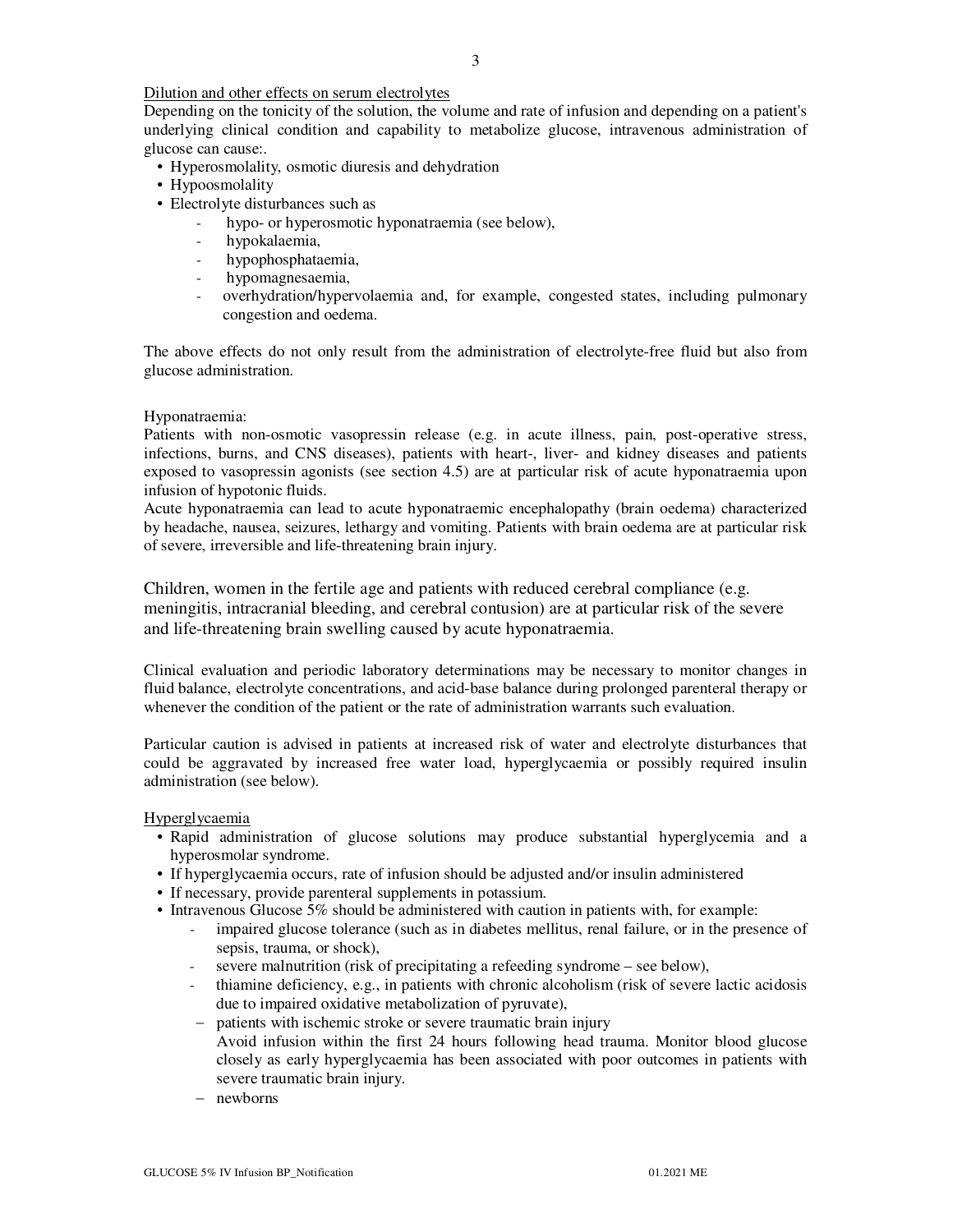Dilution and other effects on serum electrolytes

Depending on the tonicity of the solution, the volume and rate of infusion and depending on a patient's underlying clinical condition and capability to metabolize glucose, intravenous administration of glucose can cause:.

- Hyperosmolality, osmotic diuresis and dehydration
- Hypoosmolality
- Electrolyte disturbances such as
  - hypo- or hyperosmotic hyponatraemia (see below),
  - hypokalaemia,
  - hypophosphataemia,
  - hypomagnesaemia,
  - overhydration/hypervolaemia and, for example, congested states, including pulmonary congestion and oedema.

The above effects do not only result from the administration of electrolyte-free fluid but also from glucose administration.

Hyponatraemia:

Patients with non-osmotic vasopressin release (e.g. in acute illness, pain, post-operative stress, infections, burns, and CNS diseases), patients with heart-, liver- and kidney diseases and patients exposed to vasopressin agonists (see section 4.5) are at particular risk of acute hyponatraemia upon infusion of hypotonic fluids.

Acute hyponatraemia can lead to acute hyponatraemic encephalopathy (brain oedema) characterized by headache, nausea, seizures, lethargy and vomiting. Patients with brain oedema are at particular risk of severe, irreversible and life-threatening brain injury.

Children, women in the fertile age and patients with reduced cerebral compliance (e.g. meningitis, intracranial bleeding, and cerebral contusion) are at particular risk of the severe and life-threatening brain swelling caused by acute hyponatraemia.

Clinical evaluation and periodic laboratory determinations may be necessary to monitor changes in fluid balance, electrolyte concentrations, and acid-base balance during prolonged parenteral therapy or whenever the condition of the patient or the rate of administration warrants such evaluation.

Particular caution is advised in patients at increased risk of water and electrolyte disturbances that could be aggravated by increased free water load, hyperglycaemia or possibly required insulin administration (see below).

Hyperglycaemia

- Rapid administration of glucose solutions may produce substantial hyperglycemia and a hyperosmolar syndrome.
- If hyperglycaemia occurs, rate of infusion should be adjusted and/or insulin administered
- If necessary, provide parenteral supplements in potassium.
- Intravenous Glucose 5% should be administered with caution in patients with, for example:
  - impaired glucose tolerance (such as in diabetes mellitus, renal failure, or in the presence of sepsis, trauma, or shock),
  - severe malnutrition (risk of precipitating a refeeding syndrome – see below),
  - thiamine deficiency, e.g., in patients with chronic alcoholism (risk of severe lactic acidosis due to impaired oxidative metabolization of pyruvate),
  - patients with ischemic stroke or severe traumatic brain injury
    Avoid infusion within the first 24 hours following head trauma. Monitor blood glucose closely as early hyperglycaemia has been associated with poor outcomes in patients with severe traumatic brain injury.
  - newborns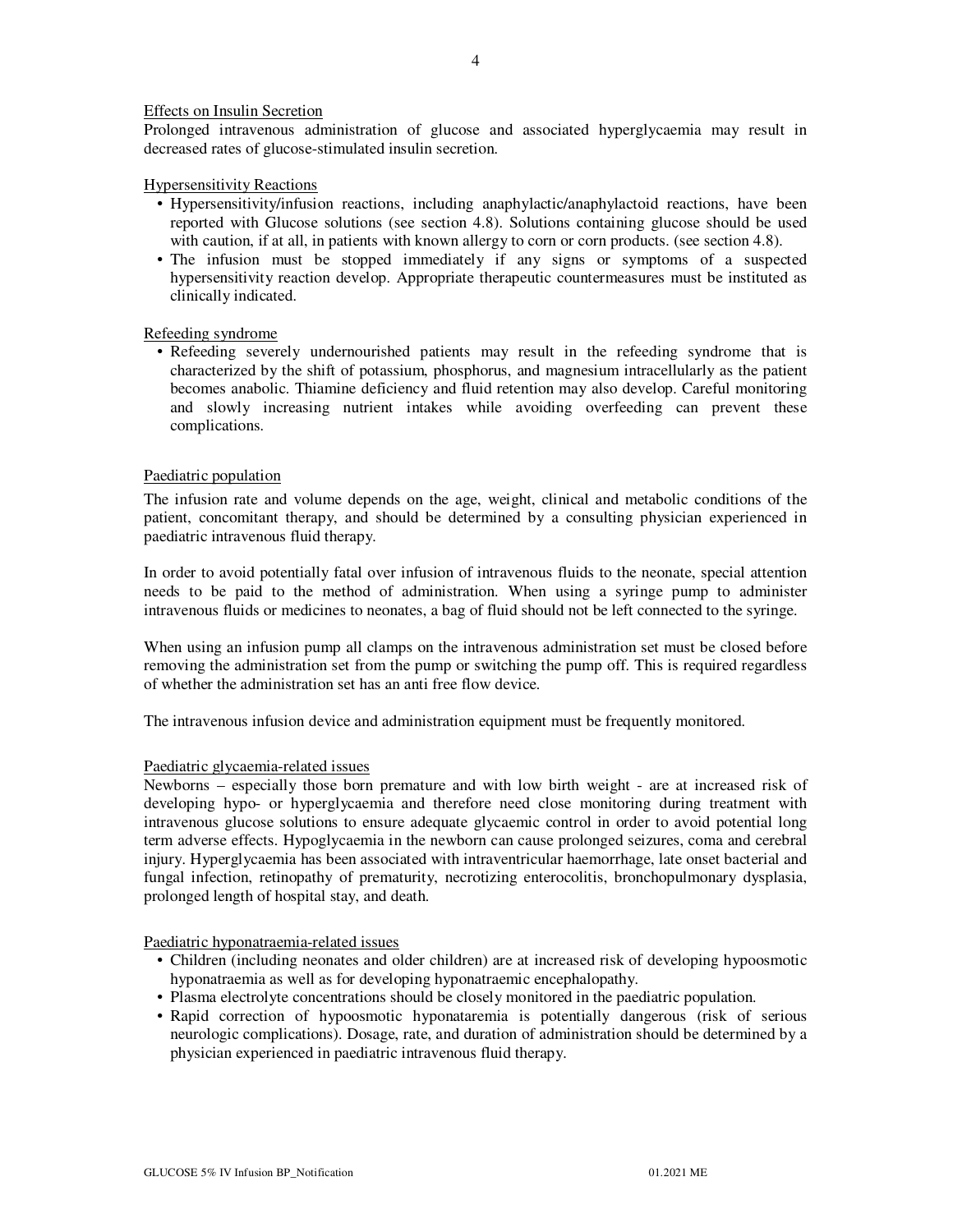Effects on Insulin Secretion

Prolonged intravenous administration of glucose and associated hyperglycaemia may result in decreased rates of glucose-stimulated insulin secretion.

Hypersensitivity Reactions

- Hypersensitivity/infusion reactions, including anaphylactic/anaphylactoid reactions, have been reported with Glucose solutions (see section 4.8). Solutions containing glucose should be used with caution, if at all, in patients with known allergy to corn or corn products. (see section 4.8).
- The infusion must be stopped immediately if any signs or symptoms of a suspected hypersensitivity reaction develop. Appropriate therapeutic countermeasures must be instituted as clinically indicated.

Refeeding syndrome

- Refeeding severely undernourished patients may result in the refeeding syndrome that is characterized by the shift of potassium, phosphorus, and magnesium intracellularly as the patient becomes anabolic. Thiamine deficiency and fluid retention may also develop. Careful monitoring and slowly increasing nutrient intakes while avoiding overfeeding can prevent these complications.

Paediatric population

The infusion rate and volume depends on the age, weight, clinical and metabolic conditions of the patient, concomitant therapy, and should be determined by a consulting physician experienced in paediatric intravenous fluid therapy.

In order to avoid potentially fatal over infusion of intravenous fluids to the neonate, special attention needs to be paid to the method of administration. When using a syringe pump to administer intravenous fluids or medicines to neonates, a bag of fluid should not be left connected to the syringe.

When using an infusion pump all clamps on the intravenous administration set must be closed before removing the administration set from the pump or switching the pump off. This is required regardless of whether the administration set has an anti free flow device.

The intravenous infusion device and administration equipment must be frequently monitored.

Paediatric glycaemia-related issues

Newborns – especially those born premature and with low birth weight - are at increased risk of developing hypo- or hyperglycaemia and therefore need close monitoring during treatment with intravenous glucose solutions to ensure adequate glycaemic control in order to avoid potential long term adverse effects. Hypoglycaemia in the newborn can cause prolonged seizures, coma and cerebral injury. Hyperglycaemia has been associated with intraventricular haemorrhage, late onset bacterial and fungal infection, retinopathy of prematurity, necrotizing enterocolitis, bronchopulmonary dysplasia, prolonged length of hospital stay, and death.

Paediatric hyponatraemia-related issues

- Children (including neonates and older children) are at increased risk of developing hypoosmotic hyponatraemia as well as for developing hyponatraemic encephalopathy.
- Plasma electrolyte concentrations should be closely monitored in the paediatric population.
- Rapid correction of hypoosmotic hyponataremia is potentially dangerous (risk of serious neurologic complications). Dosage, rate, and duration of administration should be determined by a physician experienced in paediatric intravenous fluid therapy.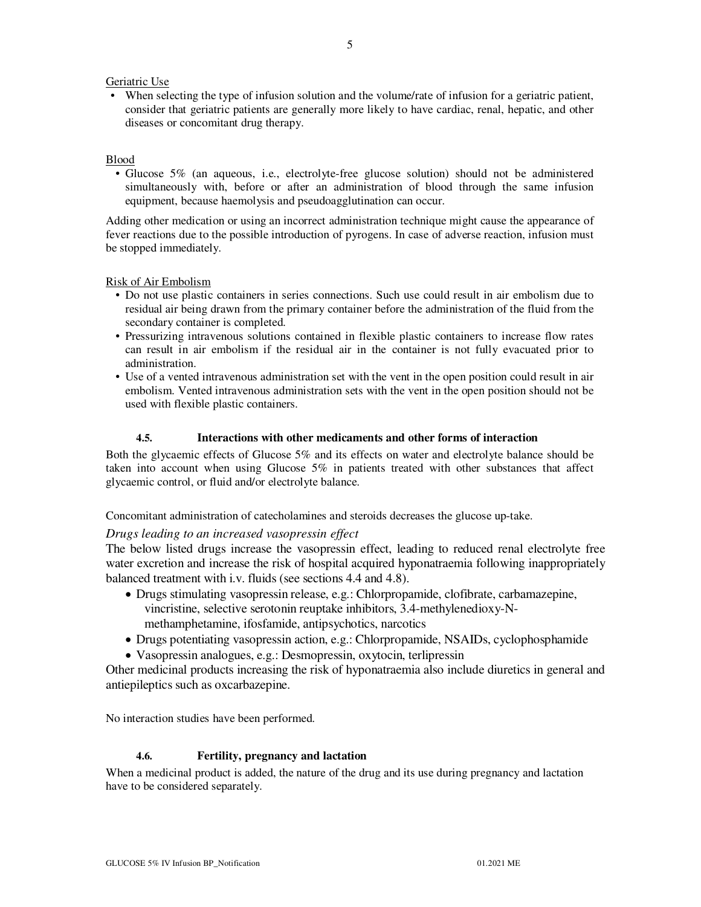Geriatric Use

- When selecting the type of infusion solution and the volume/rate of infusion for a geriatric patient, consider that geriatric patients are generally more likely to have cardiac, renal, hepatic, and other diseases or concomitant drug therapy.

Blood

- Glucose 5% (an aqueous, i.e., electrolyte-free glucose solution) should not be administered simultaneously with, before or after an administration of blood through the same infusion equipment, because haemolysis and pseudoagglutination can occur.

Adding other medication or using an incorrect administration technique might cause the appearance of fever reactions due to the possible introduction of pyrogens. In case of adverse reaction, infusion must be stopped immediately.

Risk of Air Embolism

- Do not use plastic containers in series connections. Such use could result in air embolism due to residual air being drawn from the primary container before the administration of the fluid from the secondary container is completed.
- Pressurizing intravenous solutions contained in flexible plastic containers to increase flow rates can result in air embolism if the residual air in the container is not fully evacuated prior to administration.
- Use of a vented intravenous administration set with the vent in the open position could result in air embolism. Vented intravenous administration sets with the vent in the open position should not be used with flexible plastic containers.

### 4.5. Interactions with other medicaments and other forms of interaction

Both the glycaemic effects of Glucose 5% and its effects on water and electrolyte balance should be taken into account when using Glucose 5% in patients treated with other substances that affect glycaemic control, or fluid and/or electrolyte balance.

Concomitant administration of catecholamines and steroids decreases the glucose up-take.

*Drugs leading to an increased vasopressin effect*

The below listed drugs increase the vasopressin effect, leading to reduced renal electrolyte free water excretion and increase the risk of hospital acquired hyponatraemia following inappropriately balanced treatment with i.v. fluids (see sections 4.4 and 4.8).

- Drugs stimulating vasopressin release, e.g.: Chlorpropamide, clofibrate, carbamazepine, vincristine, selective serotonin reuptake inhibitors, 3.4-methylenedioxy-N-methamphetamine, ifosfamide, antipsychotics, narcotics
- Drugs potentiating vasopressin action, e.g.: Chlorpropamide, NSAIDs, cyclophosphamide
- Vasopressin analogues, e.g.: Desmopressin, oxytocin, terlipressin

Other medicinal products increasing the risk of hyponatraemia also include diuretics in general and antiepileptics such as oxcarbazepine.

No interaction studies have been performed.

### 4.6. Fertility, pregnancy and lactation

When a medicinal product is added, the nature of the drug and its use during pregnancy and lactation have to be considered separately.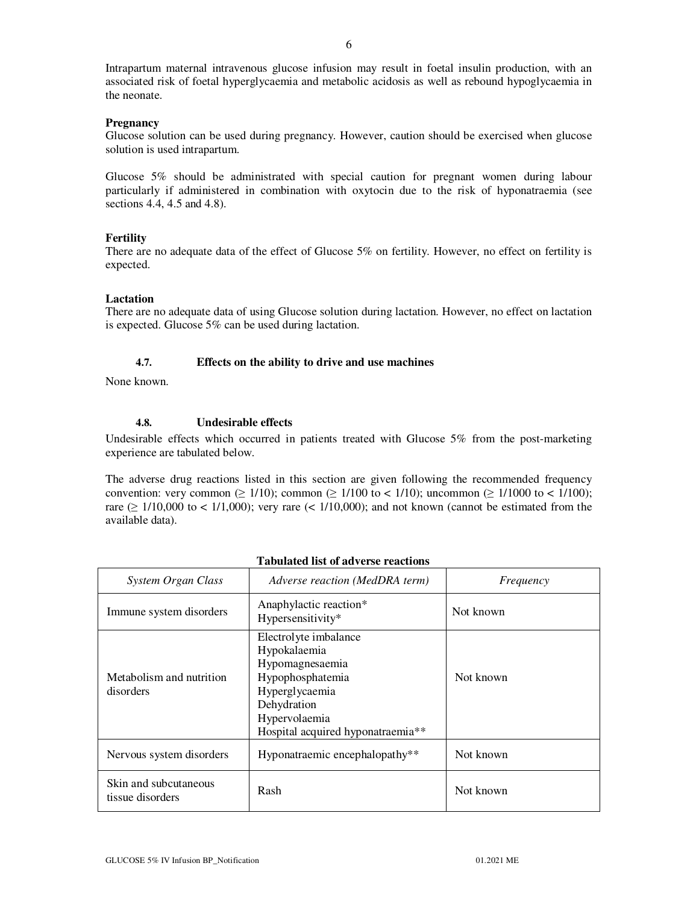Intrapartum maternal intravenous glucose infusion may result in foetal insulin production, with an associated risk of foetal hyperglycaemia and metabolic acidosis as well as rebound hypoglycaemia in the neonate.

**Pregnancy**

Glucose solution can be used during pregnancy. However, caution should be exercised when glucose solution is used intrapartum.

Glucose 5% should be administrated with special caution for pregnant women during labour particularly if administered in combination with oxytocin due to the risk of hyponatraemia (see sections 4.4, 4.5 and 4.8).

**Fertility**

There are no adequate data of the effect of Glucose 5% on fertility. However, no effect on fertility is expected.

**Lactation**

There are no adequate data of using Glucose solution during lactation. However, no effect on lactation is expected. Glucose 5% can be used during lactation.

### 4.7. Effects on the ability to drive and use machines

None known.

### 4.8. Undesirable effects

Undesirable effects which occurred in patients treated with Glucose 5% from the post-marketing experience are tabulated below.

The adverse drug reactions listed in this section are given following the recommended frequency convention: very common (≥ 1/10); common (≥ 1/100 to < 1/10); uncommon (≥ 1/1000 to < 1/100); rare (≥ 1/10,000 to < 1/1,000); very rare (< 1/10,000); and not known (cannot be estimated from the available data).

**Tabulated list of adverse reactions**

| *System Organ Class* | *Adverse reaction (MedDRA term)* | *Frequency* |
|---|---|---|
| Immune system disorders | Anaphylactic reaction*<br>Hypersensitivity* | Not known |
| Metabolism and nutrition disorders | Electrolyte imbalance<br>Hypokalaemia<br>Hypomagnesaemia<br>Hypophosphatemia<br>Hyperglycaemia<br>Dehydration<br>Hypervolaemia<br>Hospital acquired hyponatraemia** | Not known |
| Nervous system disorders | Hyponatraemic encephalopathy** | Not known |
| Skin and subcutaneous tissue disorders | Rash | Not known |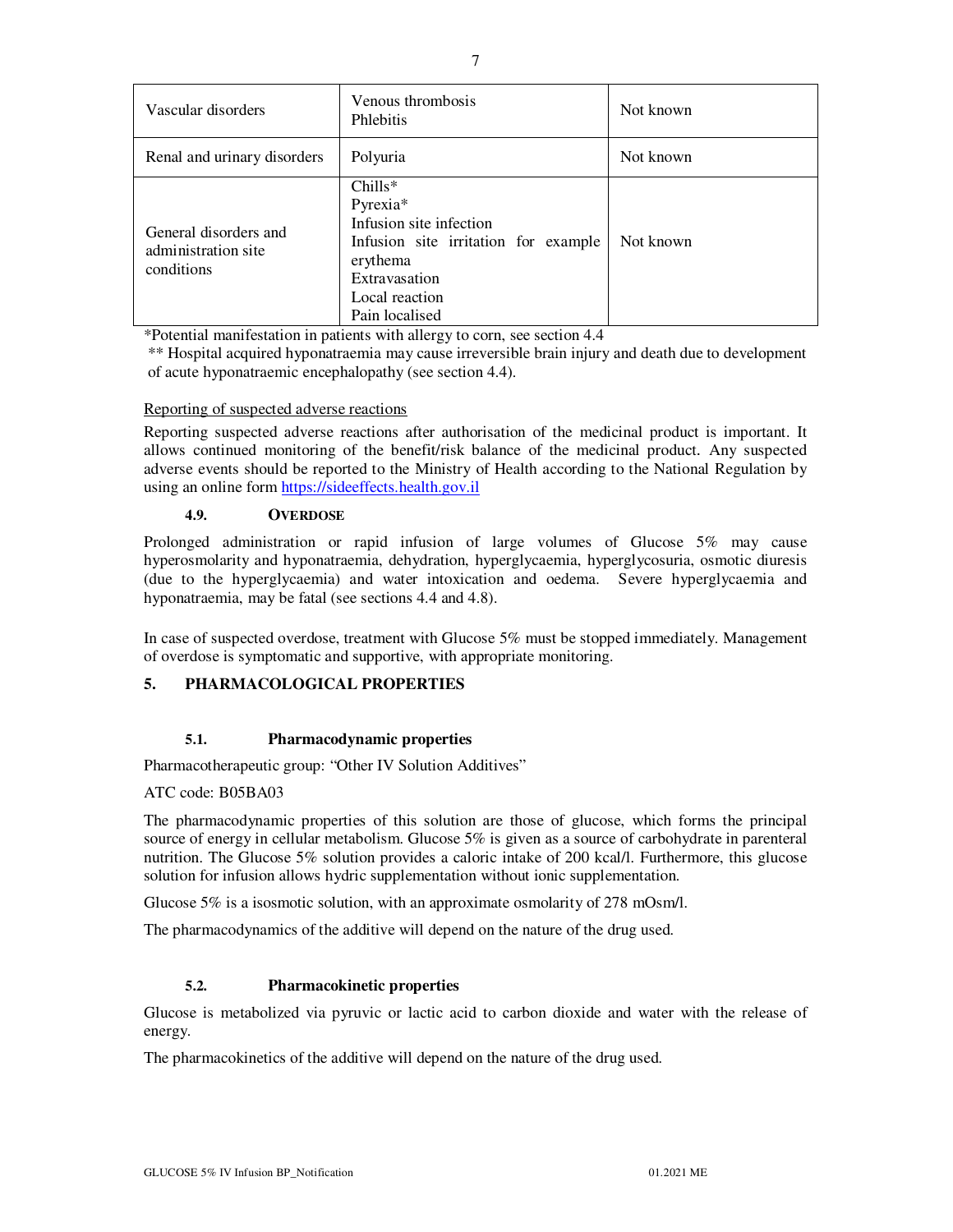| Vascular disorders | Venous thrombosis<br>Phlebitis | Not known |
|---|---|---|
| Renal and urinary disorders | Polyuria | Not known |
| General disorders and administration site conditions | Chills*<br>Pyrexia*<br>Infusion site infection<br>Infusion site irritation for example erythema<br>Extravasation<br>Local reaction<br>Pain localised | Not known |

*Potential manifestation in patients with allergy to corn, see section 4.4

** Hospital acquired hyponatraemia may cause irreversible brain injury and death due to development of acute hyponatraemic encephalopathy (see section 4.4).

Reporting of suspected adverse reactions

Reporting suspected adverse reactions after authorisation of the medicinal product is important. It allows continued monitoring of the benefit/risk balance of the medicinal product. Any suspected adverse events should be reported to the Ministry of Health according to the National Regulation by using an online form https://sideeffects.health.gov.il

### 4.9. OVERDOSE

Prolonged administration or rapid infusion of large volumes of Glucose 5% may cause hyperosmolarity and hyponatraemia, dehydration, hyperglycaemia, hyperglycosuria, osmotic diuresis (due to the hyperglycaemia) and water intoxication and oedema. Severe hyperglycaemia and hyponatraemia, may be fatal (see sections 4.4 and 4.8).

In case of suspected overdose, treatment with Glucose 5% must be stopped immediately. Management of overdose is symptomatic and supportive, with appropriate monitoring.

## 5. PHARMACOLOGICAL PROPERTIES

### 5.1. Pharmacodynamic properties

Pharmacotherapeutic group: "Other IV Solution Additives"

ATC code: B05BA03

The pharmacodynamic properties of this solution are those of glucose, which forms the principal source of energy in cellular metabolism. Glucose 5% is given as a source of carbohydrate in parenteral nutrition. The Glucose 5% solution provides a caloric intake of 200 kcal/l. Furthermore, this glucose solution for infusion allows hydric supplementation without ionic supplementation.

Glucose 5% is a isosmotic solution, with an approximate osmolarity of 278 mOsm/l.

The pharmacodynamics of the additive will depend on the nature of the drug used.

### 5.2. Pharmacokinetic properties

Glucose is metabolized via pyruvic or lactic acid to carbon dioxide and water with the release of energy.

The pharmacokinetics of the additive will depend on the nature of the drug used.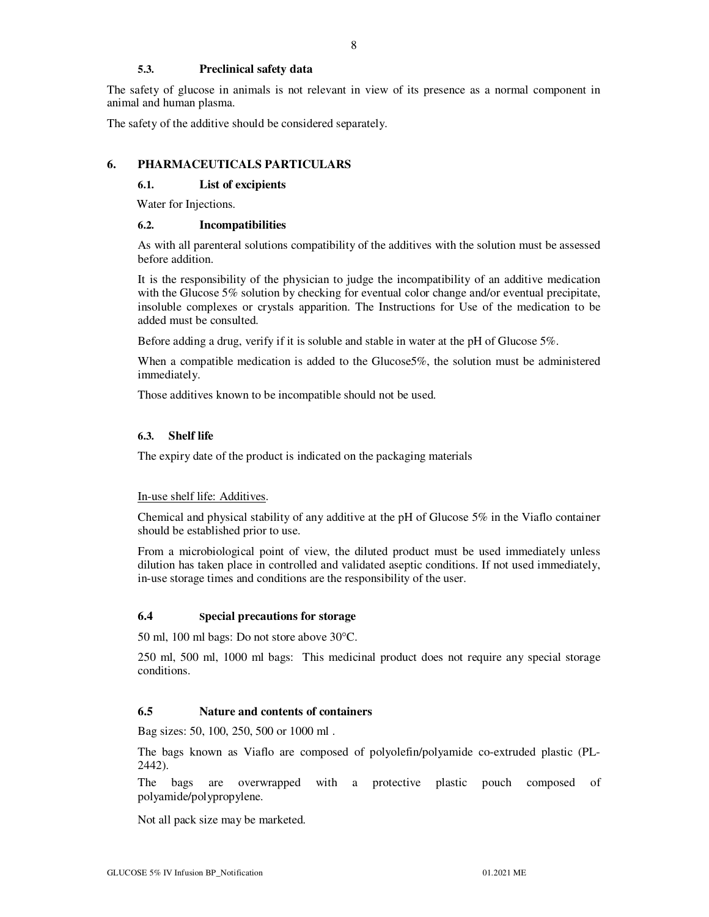### 5.3. Preclinical safety data

The safety of glucose in animals is not relevant in view of its presence as a normal component in animal and human plasma.

The safety of the additive should be considered separately.

## 6. PHARMACEUTICALS PARTICULARS

### 6.1. List of excipients

Water for Injections.

### 6.2. Incompatibilities

As with all parenteral solutions compatibility of the additives with the solution must be assessed before addition.

It is the responsibility of the physician to judge the incompatibility of an additive medication with the Glucose 5% solution by checking for eventual color change and/or eventual precipitate, insoluble complexes or crystals apparition. The Instructions for Use of the medication to be added must be consulted.

Before adding a drug, verify if it is soluble and stable in water at the pH of Glucose 5%.

When a compatible medication is added to the Glucose5%, the solution must be administered immediately.

Those additives known to be incompatible should not be used.

### 6.3. Shelf life

The expiry date of the product is indicated on the packaging materials

In-use shelf life: Additives.

Chemical and physical stability of any additive at the pH of Glucose 5% in the Viaflo container should be established prior to use.

From a microbiological point of view, the diluted product must be used immediately unless dilution has taken place in controlled and validated aseptic conditions. If not used immediately, in-use storage times and conditions are the responsibility of the user.

### 6.4 Special precautions for storage

50 ml, 100 ml bags: Do not store above 30°C.

250 ml, 500 ml, 1000 ml bags: This medicinal product does not require any special storage conditions.

### 6.5 Nature and contents of containers

Bag sizes: 50, 100, 250, 500 or 1000 ml .

The bags known as Viaflo are composed of polyolefin/polyamide co-extruded plastic (PL-2442).

The bags are overwrapped with a protective plastic pouch composed of polyamide/polypropylene.

Not all pack size may be marketed.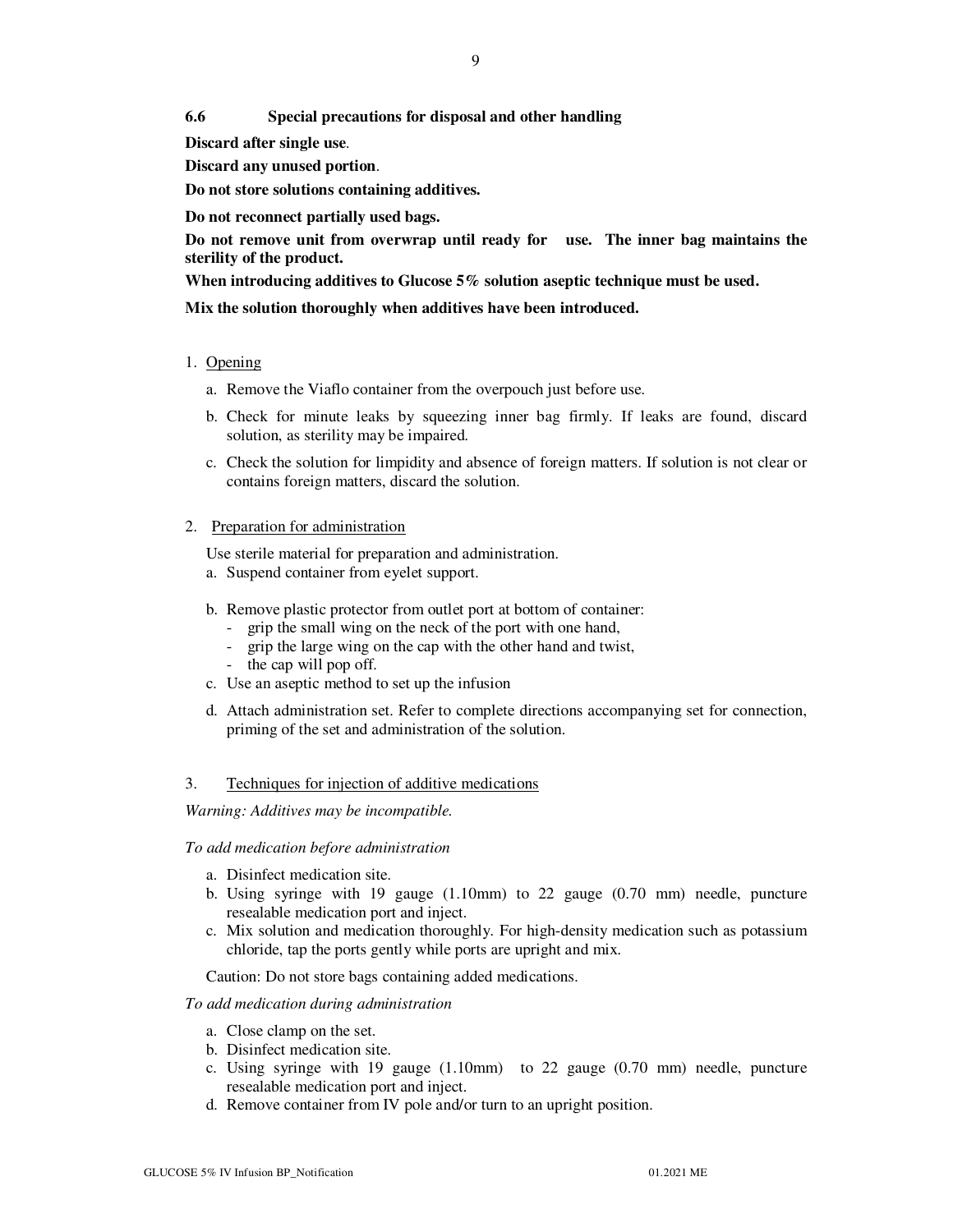### 6.6 Special precautions for disposal and other handling

**Discard after single use**.

**Discard any unused portion**.

**Do not store solutions containing additives.**

**Do not reconnect partially used bags.**

**Do not remove unit from overwrap until ready for use. The inner bag maintains the sterility of the product.**

**When introducing additives to Glucose 5% solution aseptic technique must be used.**

**Mix the solution thoroughly when additives have been introduced.**

1. Opening
   a. Remove the Viaflo container from the overpouch just before use.
   b. Check for minute leaks by squeezing inner bag firmly. If leaks are found, discard solution, as sterility may be impaired.
   c. Check the solution for limpidity and absence of foreign matters. If solution is not clear or contains foreign matters, discard the solution.

2. Preparation for administration

   Use sterile material for preparation and administration.
   a. Suspend container from eyelet support.
   b. Remove plastic protector from outlet port at bottom of container:
      - grip the small wing on the neck of the port with one hand,
      - grip the large wing on the cap with the other hand and twist,
      - the cap will pop off.
   c. Use an aseptic method to set up the infusion
   d. Attach administration set. Refer to complete directions accompanying set for connection, priming of the set and administration of the solution.

3. Techniques for injection of additive medications

*Warning: Additives may be incompatible.*

*To add medication before administration*

a. Disinfect medication site.
b. Using syringe with 19 gauge (1.10mm) to 22 gauge (0.70 mm) needle, puncture resealable medication port and inject.
c. Mix solution and medication thoroughly. For high-density medication such as potassium chloride, tap the ports gently while ports are upright and mix.

Caution: Do not store bags containing added medications.

*To add medication during administration*

a. Close clamp on the set.
b. Disinfect medication site.
c. Using syringe with 19 gauge (1.10mm) to 22 gauge (0.70 mm) needle, puncture resealable medication port and inject.
d. Remove container from IV pole and/or turn to an upright position.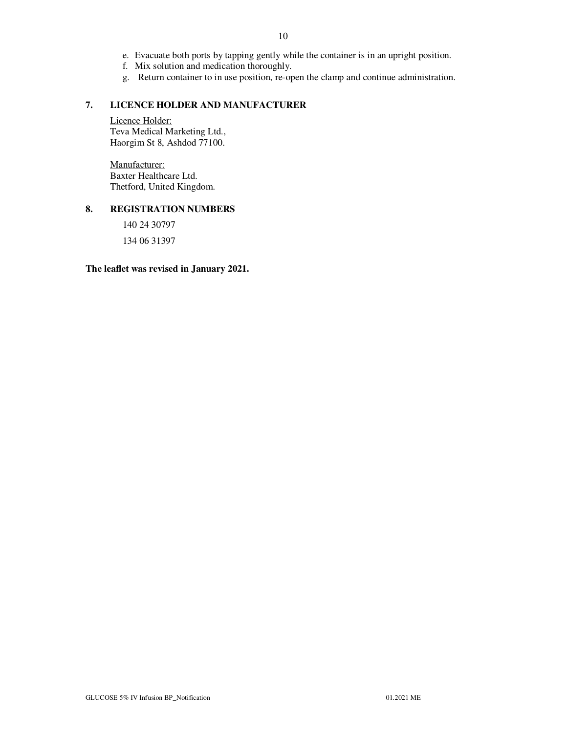e. Evacuate both ports by tapping gently while the container is in an upright position.
f. Mix solution and medication thoroughly.
g. Return container to in use position, re-open the clamp and continue administration.

## 7. LICENCE HOLDER AND MANUFACTURER

Licence Holder:
Teva Medical Marketing Ltd.,
Haorgim St 8, Ashdod 77100.

Manufacturer:
Baxter Healthcare Ltd.
Thetford, United Kingdom.

## 8. REGISTRATION NUMBERS

140 24 30797

134 06 31397

**The leaflet was revised in January 2021.**